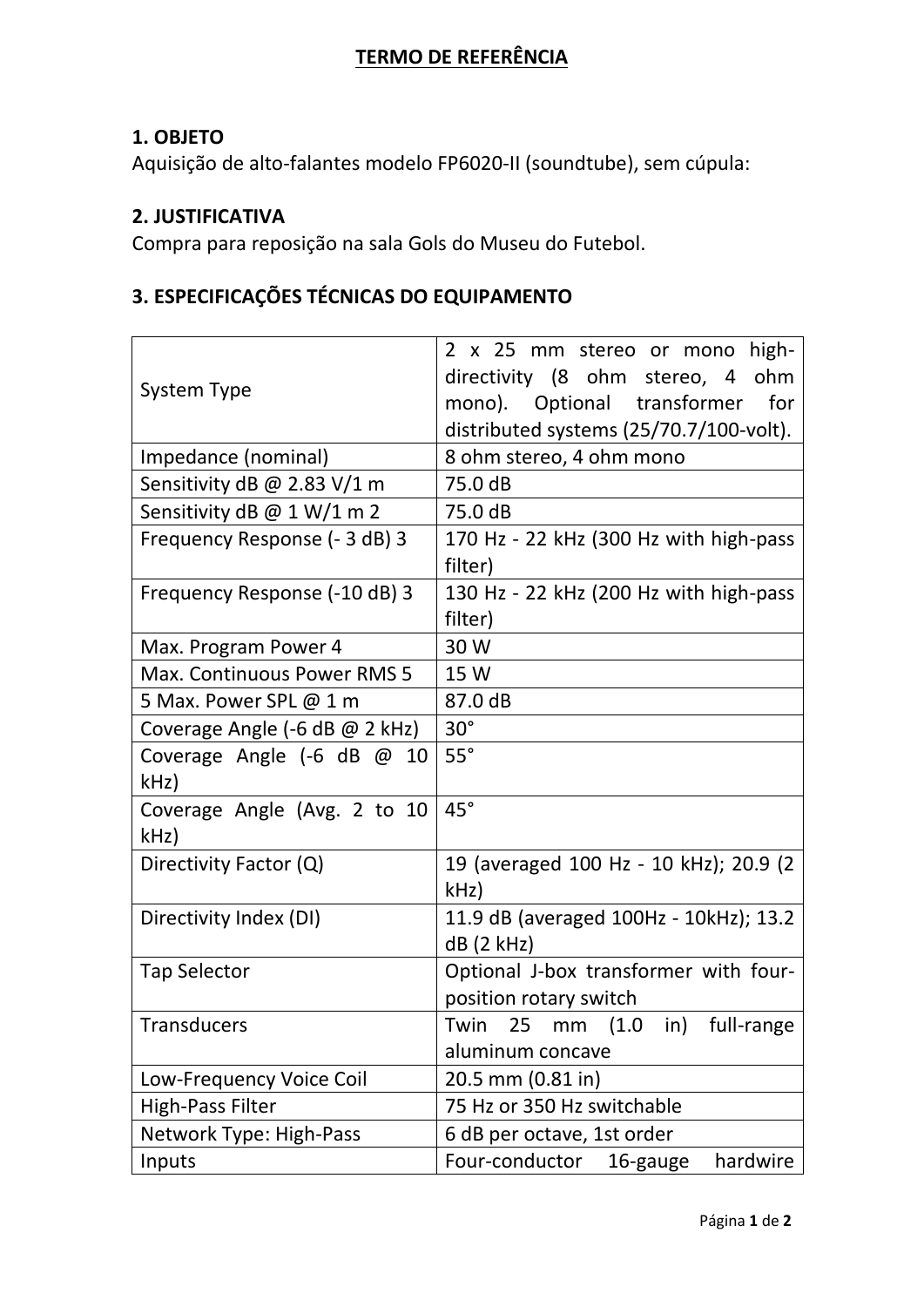# TERMO DE REFERÊNCIA

## 1. OBJETO

Aquisição de alto-falantes modelo FP6020-II (soundtube), sem cúpula:

## 2. JUSTIFICATIVA

Compra para reposição na sala Gols do Museu do Futebol.

## 3. ESPECIFICAÇÕES TÉCNICAS DO EQUIPAMENTO

| | |
|---|---|
| System Type | 2 x 25 mm stereo or mono high-directivity (8 ohm stereo, 4 ohm mono). Optional transformer for distributed systems (25/70.7/100-volt). |
| Impedance (nominal) | 8 ohm stereo, 4 ohm mono |
| Sensitivity dB @ 2.83 V/1 m | 75.0 dB |
| Sensitivity dB @ 1 W/1 m 2 | 75.0 dB |
| Frequency Response (- 3 dB) 3 | 170 Hz - 22 kHz (300 Hz with high-pass filter) |
| Frequency Response (-10 dB) 3 | 130 Hz - 22 kHz (200 Hz with high-pass filter) |
| Max. Program Power 4 | 30 W |
| Max. Continuous Power RMS 5 | 15 W |
| 5 Max. Power SPL @ 1 m | 87.0 dB |
| Coverage Angle (-6 dB @ 2 kHz) | 30° |
| Coverage Angle (-6 dB @ 10 kHz) | 55° |
| Coverage Angle (Avg. 2 to 10 kHz) | 45° |
| Directivity Factor (Q) | 19 (averaged 100 Hz - 10 kHz); 20.9 (2 kHz) |
| Directivity Index (DI) | 11.9 dB (averaged 100Hz - 10kHz); 13.2 dB (2 kHz) |
| Tap Selector | Optional J-box transformer with four-position rotary switch |
| Transducers | Twin 25 mm (1.0 in) full-range aluminum concave |
| Low-Frequency Voice Coil | 20.5 mm (0.81 in) |
| High-Pass Filter | 75 Hz or 350 Hz switchable |
| Network Type: High-Pass | 6 dB per octave, 1st order |
| Inputs | Four-conductor 16-gauge hardwire |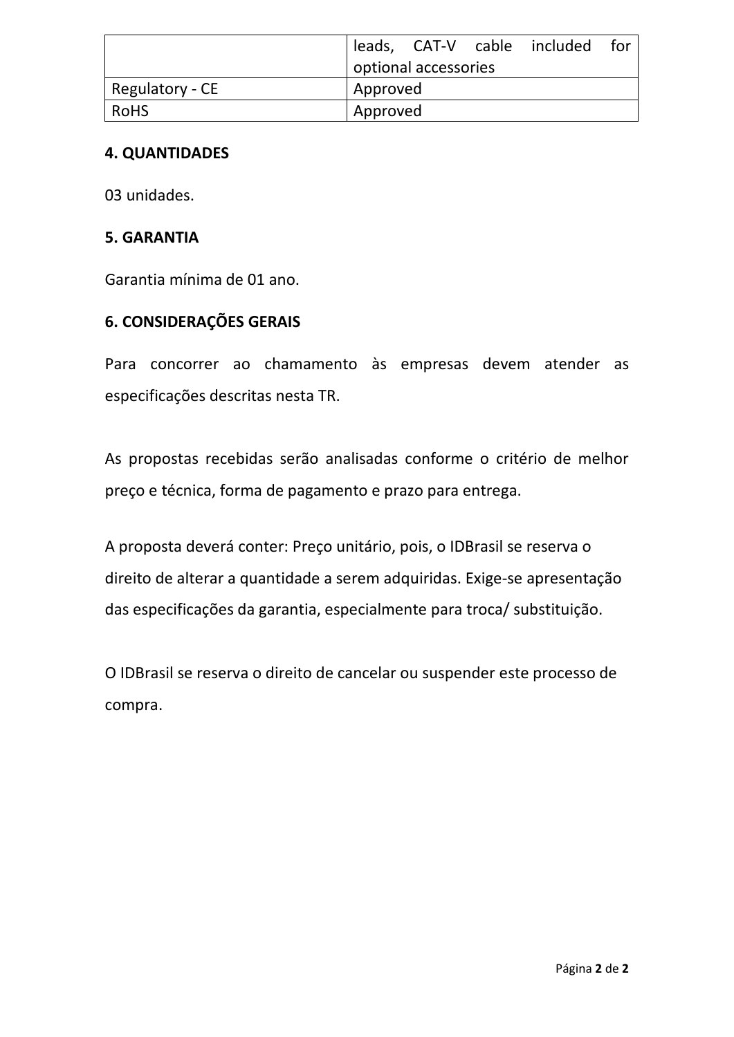| | |
|---|---|
| | leads, CAT-V cable included for optional accessories |
| Regulatory - CE | Approved |
| RoHS | Approved |

**4. QUANTIDADES**

03 unidades.

**5. GARANTIA**

Garantia mínima de 01 ano.

**6. CONSIDERAÇÕES GERAIS**

Para concorrer ao chamamento às empresas devem atender as especificações descritas nesta TR.

As propostas recebidas serão analisadas conforme o critério de melhor preço e técnica, forma de pagamento e prazo para entrega.

A proposta deverá conter: Preço unitário, pois, o IDBrasil se reserva o direito de alterar a quantidade a serem adquiridas. Exige-se apresentação das especificações da garantia, especialmente para troca/ substituição.

O IDBrasil se reserva o direito de cancelar ou suspender este processo de compra.